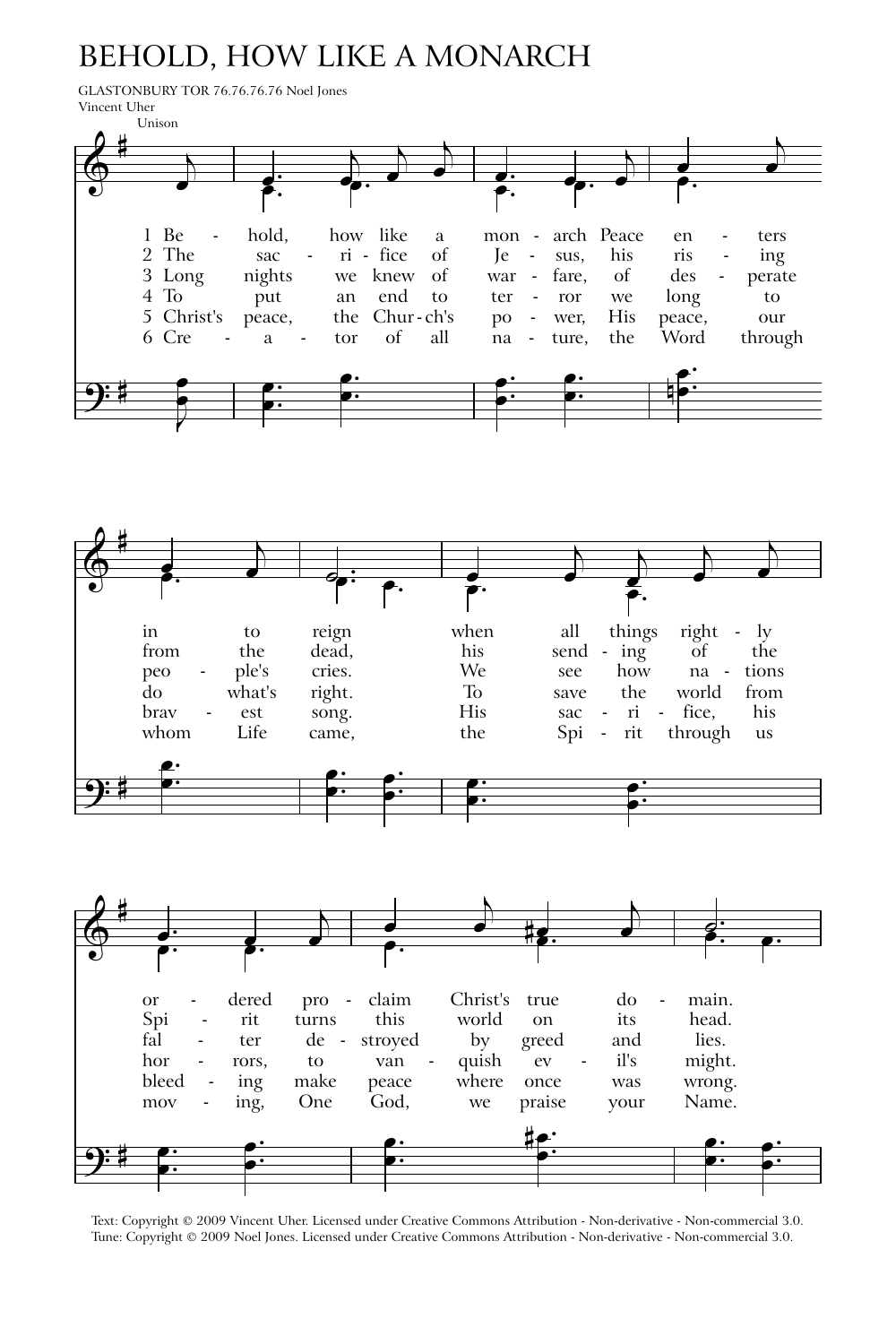# BEHOLD, HOW LIKE A MONARCH

GLASTONBURY TOR 76.76.76.76 Noel Jones

Vincent Uher

Unison

1 Behold, how like a monarch Peace enters in to reign when all things rightly ordered proclaim Christ's true domain.

2 The sacrifice of Jesus, his rising from the dead, his sending of the Spirit turns this world on its head.

3 Long nights we knew of warfare, of desperate people's cries. We see how nations falter destroyed by greed and lies.

4 To put an end to terror we long to do what's right. To save the world from horrors, to vanquish evil's might.

5 Christ's peace, the Church's power, His peace, our bravest song. His sacrifice, his bleeding make peace where once was wrong.

6 Creator of all nature, the Word through whom Life came, the Spirit through us moving, One God, we praise your Name.

Text: Copyright © 2009 Vincent Uher. Licensed under Creative Commons Attribution - Non-derivative - Non-commercial 3.0.
Tune: Copyright © 2009 Noel Jones. Licensed under Creative Commons Attribution - Non-derivative - Non-commercial 3.0.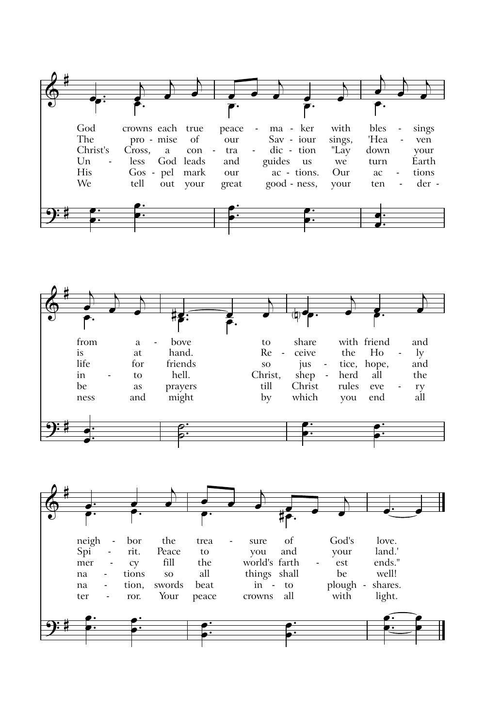1. God crowns each true peace - ma - ker with bles - sings from a - bove to share with friend and neigh - bor the trea - sure of God's love.

2. The pro - mise of our Sav - iour sings, 'Hea - ven is at hand. Re - ceive the Ho - ly Spi - rit. Peace to you and your land.'

3. Christ's Cross, a con - tra - dic - tion "Lay down your life for friends so jus - tice, hope, and mer - cy fill the world's farth - est ends."

4. Un - less God leads and guides us we turn Earth in - to hell. Christ, shep - herd all the na - tions so all things shall be well!

5. His Gos - pel mark our ac - tions. Our ac - tions be as prayers till Christ rules eve - ry na - tion, swords beat in - to plough - shares.

6. We tell out your great good - ness, your ten - der - ness and might by which you end all ter - ror. Your peace crowns all with light.